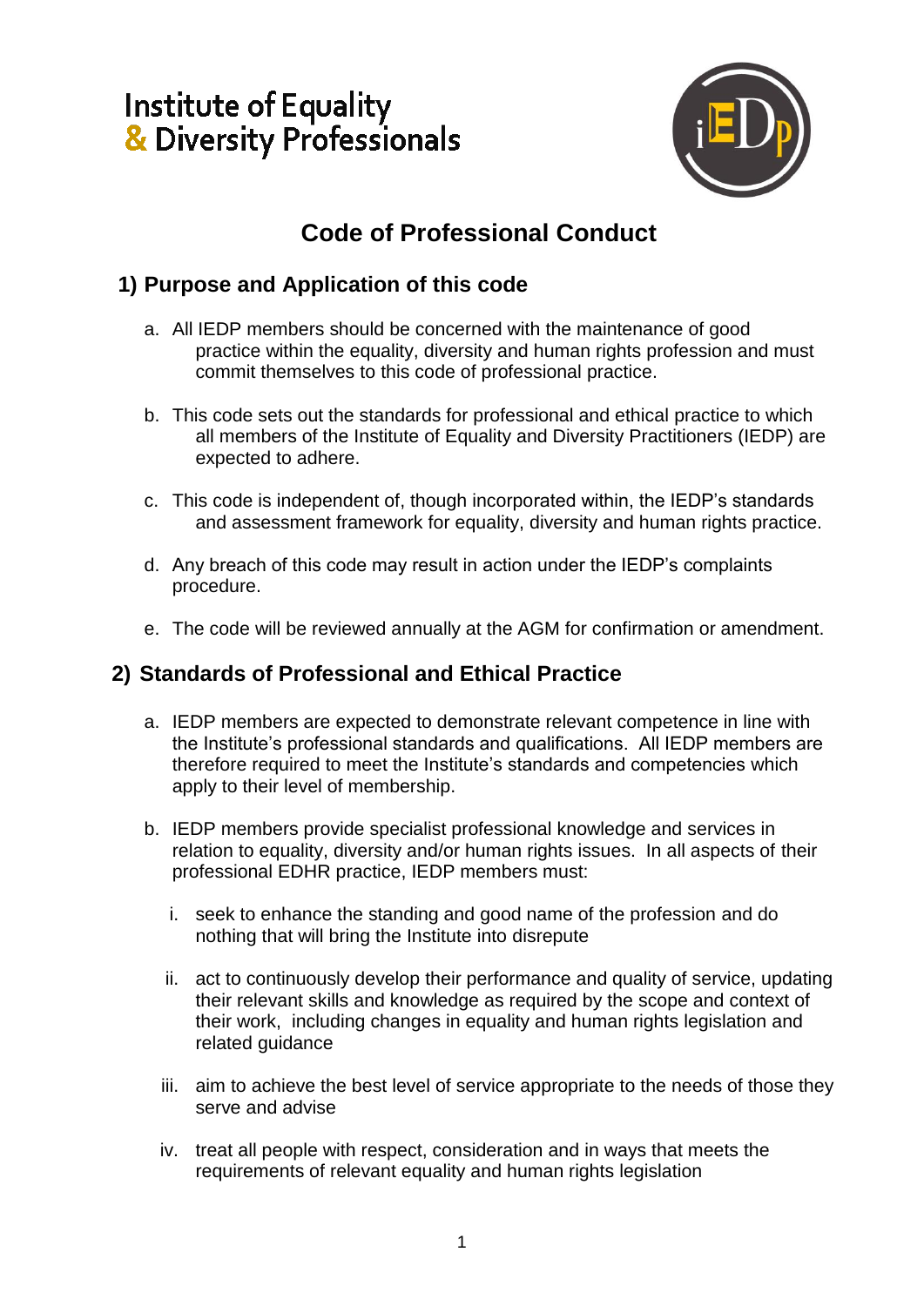Institute of Equality
& Diversity Professionals

# Code of Professional Conduct

## 1) Purpose and Application of this code

a. All IEDP members should be concerned with the maintenance of good practice within the equality, diversity and human rights profession and must commit themselves to this code of professional practice.

b. This code sets out the standards for professional and ethical practice to which all members of the Institute of Equality and Diversity Practitioners (IEDP) are expected to adhere.

c. This code is independent of, though incorporated within, the IEDP's standards and assessment framework for equality, diversity and human rights practice.

d. Any breach of this code may result in action under the IEDP's complaints procedure.

e. The code will be reviewed annually at the AGM for confirmation or amendment.

## 2) Standards of Professional and Ethical Practice

a. IEDP members are expected to demonstrate relevant competence in line with the Institute's professional standards and qualifications. All IEDP members are therefore required to meet the Institute's standards and competencies which apply to their level of membership.

b. IEDP members provide specialist professional knowledge and services in relation to equality, diversity and/or human rights issues. In all aspects of their professional EDHR practice, IEDP members must:

   i. seek to enhance the standing and good name of the profession and do nothing that will bring the Institute into disrepute

   ii. act to continuously develop their performance and quality of service, updating their relevant skills and knowledge as required by the scope and context of their work, including changes in equality and human rights legislation and related guidance

   iii. aim to achieve the best level of service appropriate to the needs of those they serve and advise

   iv. treat all people with respect, consideration and in ways that meets the requirements of relevant equality and human rights legislation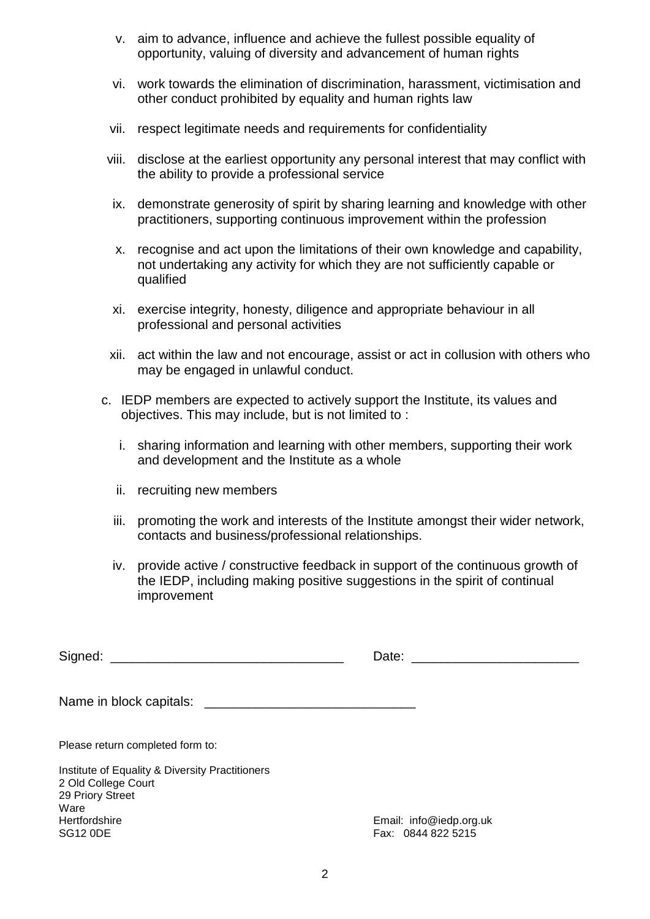v. aim to advance, influence and achieve the fullest possible equality of opportunity, valuing of diversity and advancement of human rights

vi. work towards the elimination of discrimination, harassment, victimisation and other conduct prohibited by equality and human rights law

vii. respect legitimate needs and requirements for confidentiality

viii. disclose at the earliest opportunity any personal interest that may conflict with the ability to provide a professional service

ix. demonstrate generosity of spirit by sharing learning and knowledge with other practitioners, supporting continuous improvement within the profession

x. recognise and act upon the limitations of their own knowledge and capability, not undertaking any activity for which they are not sufficiently capable or qualified

xi. exercise integrity, honesty, diligence and appropriate behaviour in all professional and personal activities

xii. act within the law and not encourage, assist or act in collusion with others who may be engaged in unlawful conduct.

c. IEDP members are expected to actively support the Institute, its values and objectives. This may include, but is not limited to :

   i. sharing information and learning with other members, supporting their work and development and the Institute as a whole

   ii. recruiting new members

   iii. promoting the work and interests of the Institute amongst their wider network, contacts and business/professional relationships.

   iv. provide active / constructive feedback in support of the continuous growth of the IEDP, including making positive suggestions in the spirit of continual improvement

Signed: _______________________________ Date: ______________________

Name in block capitals: ____________________________

Please return completed form to:

Institute of Equality & Diversity Practitioners
2 Old College Court
29 Priory Street
Ware
Hertfordshire
SG12 0DE

Email: info@iedp.org.uk
Fax: 0844 822 5215